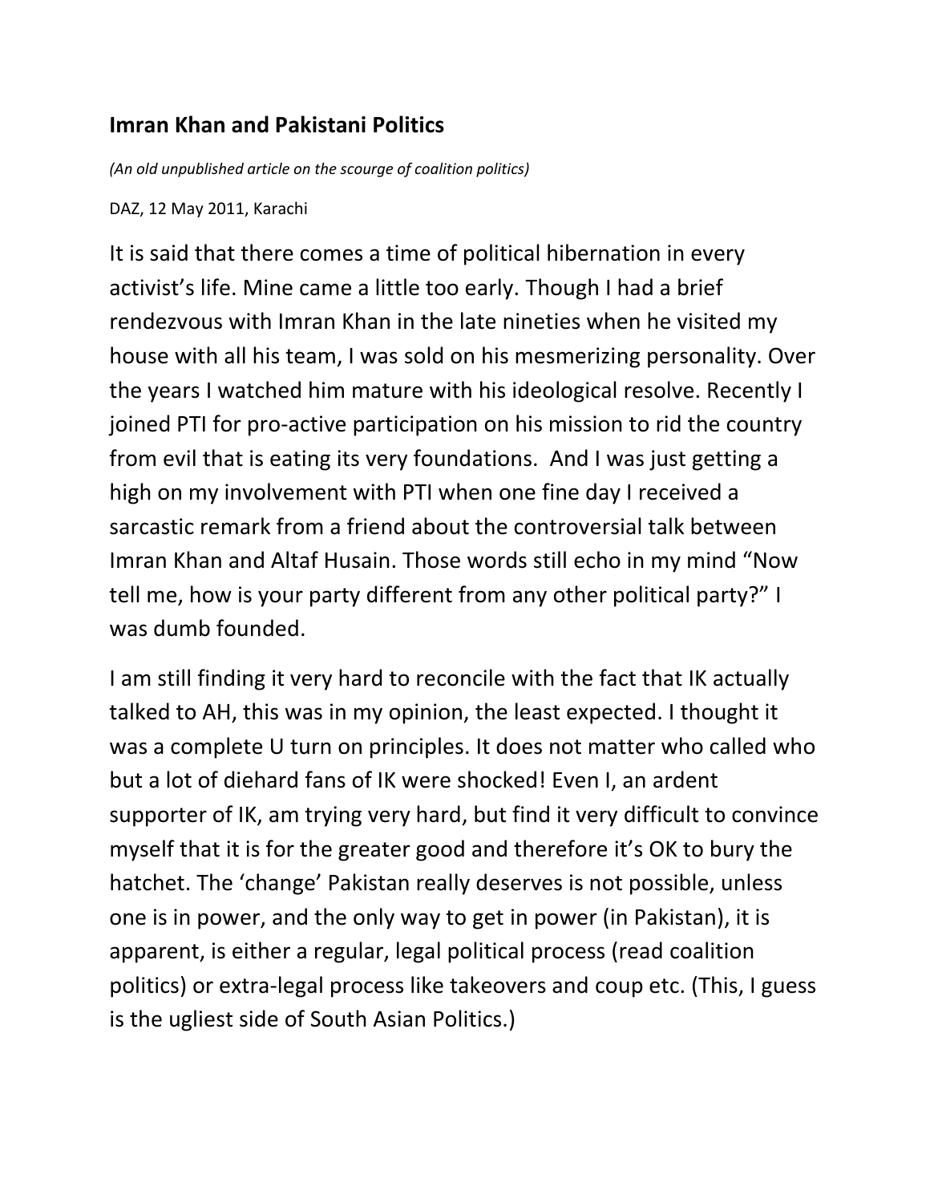## Imran Khan and Pakistani Politics

*(An old unpublished article on the scourge of coalition politics)*

DAZ, 12 May 2011, Karachi

It is said that there comes a time of political hibernation in every activist's life. Mine came a little too early. Though I had a brief rendezvous with Imran Khan in the late nineties when he visited my house with all his team, I was sold on his mesmerizing personality. Over the years I watched him mature with his ideological resolve. Recently I joined PTI for pro-active participation on his mission to rid the country from evil that is eating its very foundations. And I was just getting a high on my involvement with PTI when one fine day I received a sarcastic remark from a friend about the controversial talk between Imran Khan and Altaf Husain. Those words still echo in my mind "Now tell me, how is your party different from any other political party?" I was dumb founded.

I am still finding it very hard to reconcile with the fact that IK actually talked to AH, this was in my opinion, the least expected. I thought it was a complete U turn on principles. It does not matter who called who but a lot of diehard fans of IK were shocked! Even I, an ardent supporter of IK, am trying very hard, but find it very difficult to convince myself that it is for the greater good and therefore it's OK to bury the hatchet. The 'change' Pakistan really deserves is not possible, unless one is in power, and the only way to get in power (in Pakistan), it is apparent, is either a regular, legal political process (read coalition politics) or extra-legal process like takeovers and coup etc. (This, I guess is the ugliest side of South Asian Politics.)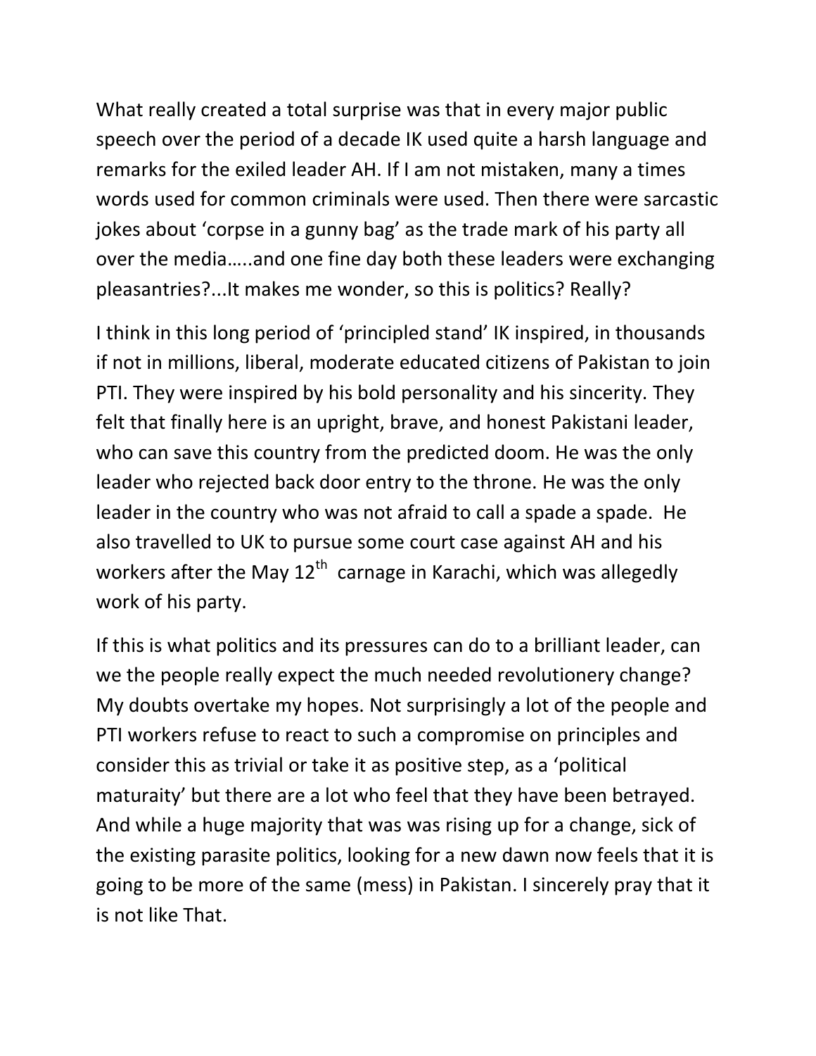What really created a total surprise was that in every major public speech over the period of a decade IK used quite a harsh language and remarks for the exiled leader AH. If I am not mistaken, many a times words used for common criminals were used. Then there were sarcastic jokes about 'corpse in a gunny bag' as the trade mark of his party all over the media…..and one fine day both these leaders were exchanging pleasantries?...It makes me wonder, so this is politics? Really?

I think in this long period of 'principled stand' IK inspired, in thousands if not in millions, liberal, moderate educated citizens of Pakistan to join PTI. They were inspired by his bold personality and his sincerity. They felt that finally here is an upright, brave, and honest Pakistani leader, who can save this country from the predicted doom. He was the only leader who rejected back door entry to the throne. He was the only leader in the country who was not afraid to call a spade a spade. He also travelled to UK to pursue some court case against AH and his workers after the May 12th carnage in Karachi, which was allegedly work of his party.

If this is what politics and its pressures can do to a brilliant leader, can we the people really expect the much needed revolutionery change? My doubts overtake my hopes. Not surprisingly a lot of the people and PTI workers refuse to react to such a compromise on principles and consider this as trivial or take it as positive step, as a 'political maturaity' but there are a lot who feel that they have been betrayed. And while a huge majority that was was rising up for a change, sick of the existing parasite politics, looking for a new dawn now feels that it is going to be more of the same (mess) in Pakistan. I sincerely pray that it is not like That.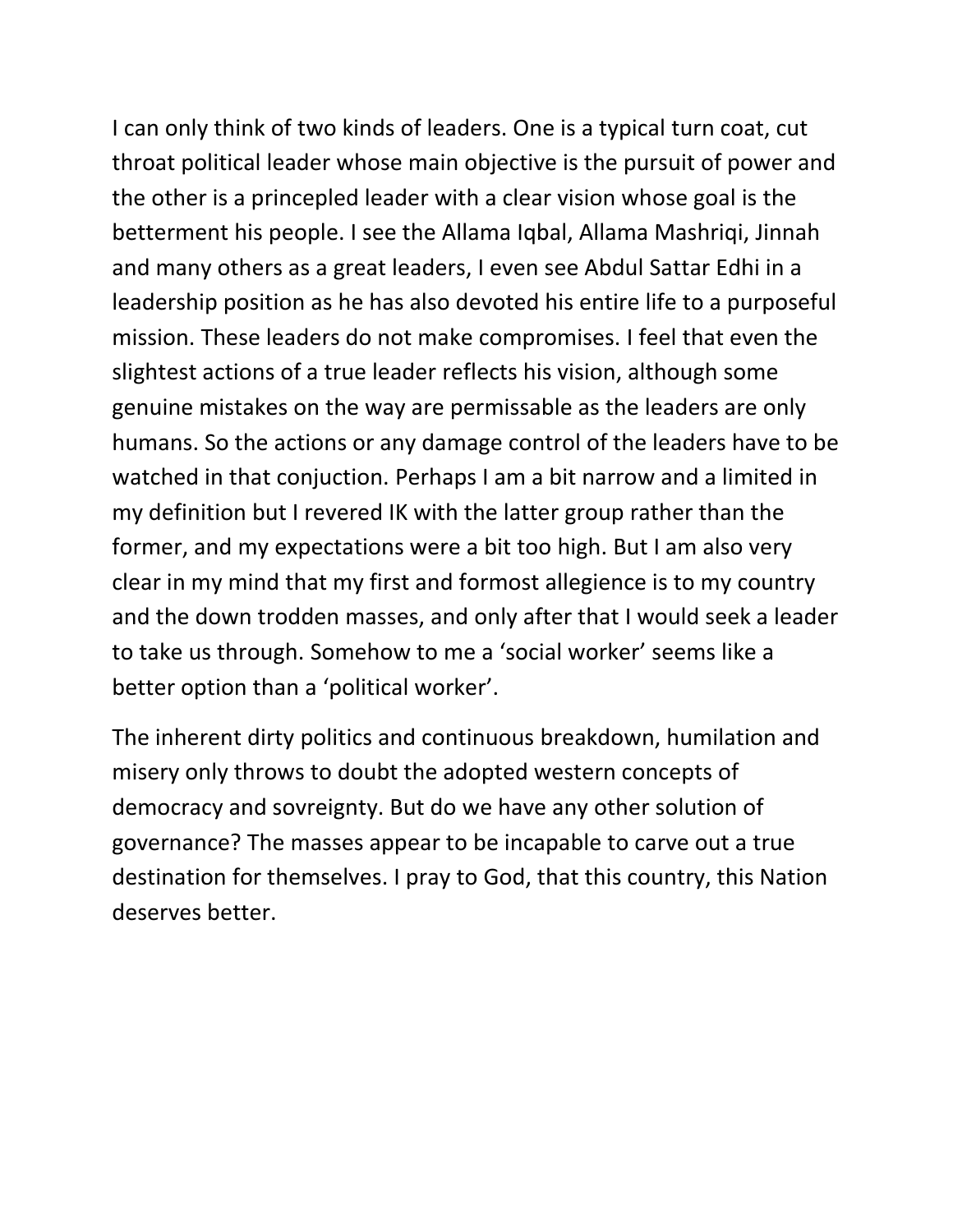I can only think of two kinds of leaders. One is a typical turn coat, cut throat political leader whose main objective is the pursuit of power and the other is a princepled leader with a clear vision whose goal is the betterment his people. I see the Allama Iqbal, Allama Mashriqi, Jinnah and many others as a great leaders, I even see Abdul Sattar Edhi in a leadership position as he has also devoted his entire life to a purposeful mission. These leaders do not make compromises. I feel that even the slightest actions of a true leader reflects his vision, although some genuine mistakes on the way are permissable as the leaders are only humans. So the actions or any damage control of the leaders have to be watched in that conjuction. Perhaps I am a bit narrow and a limited in my definition but I revered IK with the latter group rather than the former, and my expectations were a bit too high. But I am also very clear in my mind that my first and formost allegience is to my country and the down trodden masses, and only after that I would seek a leader to take us through. Somehow to me a 'social worker' seems like a better option than a 'political worker'.

The inherent dirty politics and continuous breakdown, humilation and misery only throws to doubt the adopted western concepts of democracy and sovreignty. But do we have any other solution of governance? The masses appear to be incapable to carve out a true destination for themselves. I pray to God, that this country, this Nation deserves better.